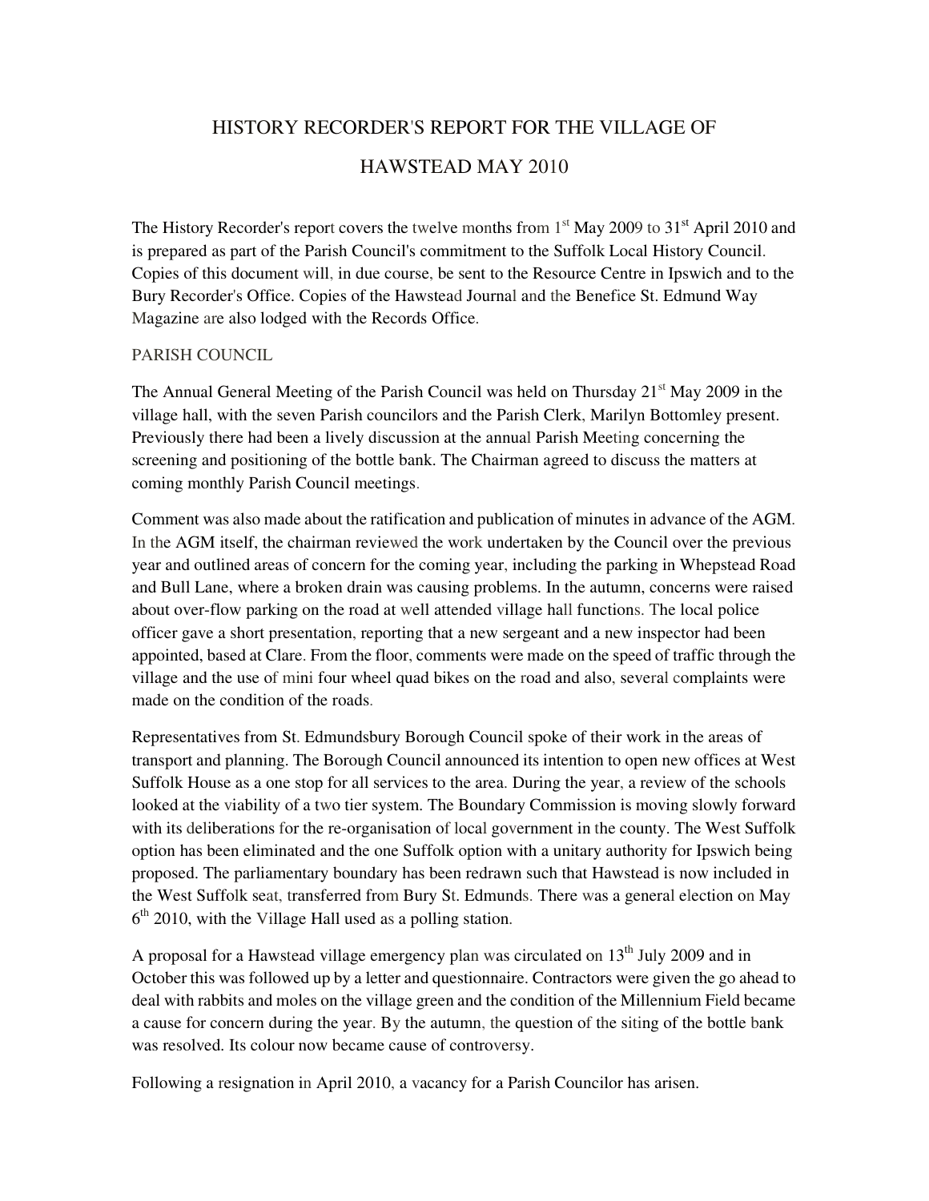# HISTORY RECORDER'S REPORT FOR THE VILLAGE OF HAWSTEAD MAY 2010

The History Recorder's report covers the twelve months from 1st May 2009 to 31st April 2010 and is prepared as part of the Parish Council's commitment to the Suffolk Local History Council. Copies of this document will, in due course, be sent to the Resource Centre in Ipswich and to the Bury Recorder's Office. Copies of the Hawstead Journal and the Benefice St. Edmund Way Magazine are also lodged with the Records Office.

## PARISH COUNCIL

The Annual General Meeting of the Parish Council was held on Thursday 21st May 2009 in the village hall, with the seven Parish councilors and the Parish Clerk, Marilyn Bottomley present. Previously there had been a lively discussion at the annual Parish Meeting concerning the screening and positioning of the bottle bank. The Chairman agreed to discuss the matters at coming monthly Parish Council meetings.

Comment was also made about the ratification and publication of minutes in advance of the AGM. In the AGM itself, the chairman reviewed the work undertaken by the Council over the previous year and outlined areas of concern for the coming year, including the parking in Whepstead Road and Bull Lane, where a broken drain was causing problems. In the autumn, concerns were raised about over-flow parking on the road at well attended village hall functions. The local police officer gave a short presentation, reporting that a new sergeant and a new inspector had been appointed, based at Clare. From the floor, comments were made on the speed of traffic through the village and the use of mini four wheel quad bikes on the road and also, several complaints were made on the condition of the roads.

Representatives from St. Edmundsbury Borough Council spoke of their work in the areas of transport and planning. The Borough Council announced its intention to open new offices at West Suffolk House as a one stop for all services to the area. During the year, a review of the schools looked at the viability of a two tier system. The Boundary Commission is moving slowly forward with its deliberations for the re-organisation of local government in the county. The West Suffolk option has been eliminated and the one Suffolk option with a unitary authority for Ipswich being proposed. The parliamentary boundary has been redrawn such that Hawstead is now included in the West Suffolk seat, transferred from Bury St. Edmunds. There was a general election on May 6th 2010, with the Village Hall used as a polling station.

A proposal for a Hawstead village emergency plan was circulated on 13th July 2009 and in October this was followed up by a letter and questionnaire. Contractors were given the go ahead to deal with rabbits and moles on the village green and the condition of the Millennium Field became a cause for concern during the year. By the autumn, the question of the siting of the bottle bank was resolved. Its colour now became cause of controversy.

Following a resignation in April 2010, a vacancy for a Parish Councilor has arisen.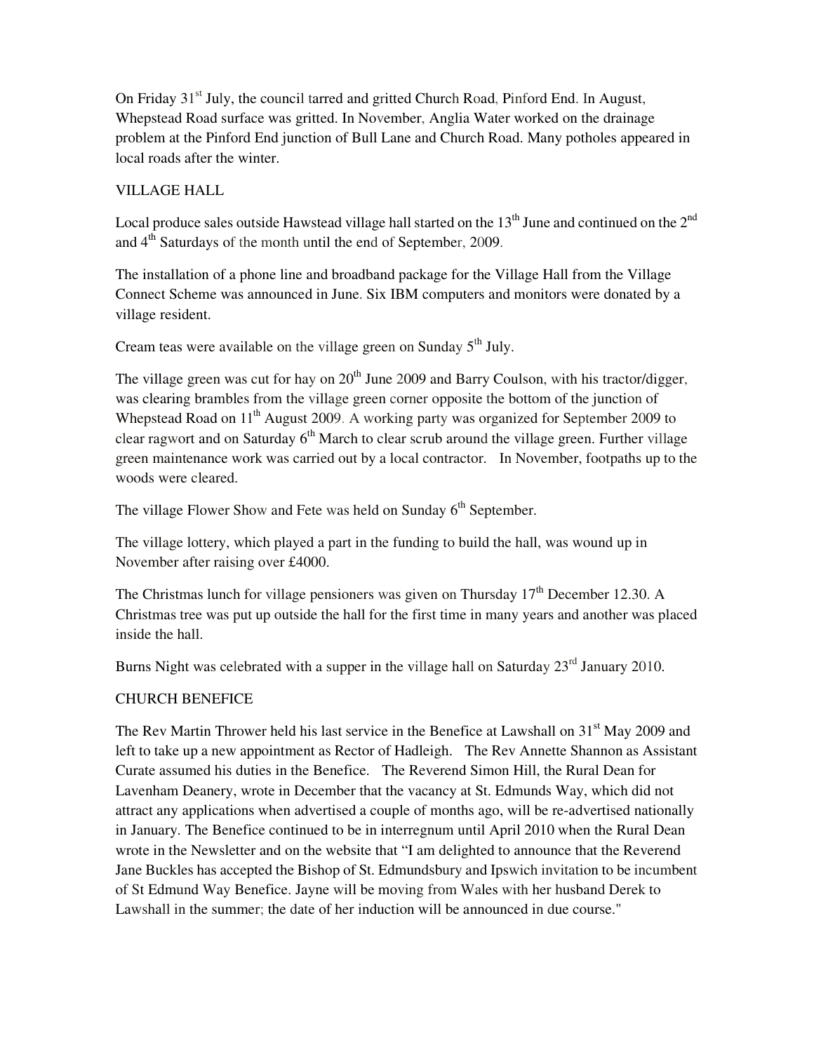On Friday 31st July, the council tarred and gritted Church Road, Pinford End. In August, Whepstead Road surface was gritted. In November, Anglia Water worked on the drainage problem at the Pinford End junction of Bull Lane and Church Road. Many potholes appeared in local roads after the winter.

## VILLAGE HALL

Local produce sales outside Hawstead village hall started on the 13th June and continued on the 2nd and 4th Saturdays of the month until the end of September, 2009.

The installation of a phone line and broadband package for the Village Hall from the Village Connect Scheme was announced in June. Six IBM computers and monitors were donated by a village resident.

Cream teas were available on the village green on Sunday 5th July.

The village green was cut for hay on 20th June 2009 and Barry Coulson, with his tractor/digger, was clearing brambles from the village green corner opposite the bottom of the junction of Whepstead Road on 11th August 2009. A working party was organized for September 2009 to clear ragwort and on Saturday 6th March to clear scrub around the village green. Further village green maintenance work was carried out by a local contractor. In November, footpaths up to the woods were cleared.

The village Flower Show and Fete was held on Sunday 6th September.

The village lottery, which played a part in the funding to build the hall, was wound up in November after raising over £4000.

The Christmas lunch for village pensioners was given on Thursday 17th December 12.30. A Christmas tree was put up outside the hall for the first time in many years and another was placed inside the hall.

Burns Night was celebrated with a supper in the village hall on Saturday 23rd January 2010.

## CHURCH BENEFICE

The Rev Martin Thrower held his last service in the Benefice at Lawshall on 31st May 2009 and left to take up a new appointment as Rector of Hadleigh. The Rev Annette Shannon as Assistant Curate assumed his duties in the Benefice. The Reverend Simon Hill, the Rural Dean for Lavenham Deanery, wrote in December that the vacancy at St. Edmunds Way, which did not attract any applications when advertised a couple of months ago, will be re-advertised nationally in January. The Benefice continued to be in interregnum until April 2010 when the Rural Dean wrote in the Newsletter and on the website that "I am delighted to announce that the Reverend Jane Buckles has accepted the Bishop of St. Edmundsbury and Ipswich invitation to be incumbent of St Edmund Way Benefice. Jayne will be moving from Wales with her husband Derek to Lawshall in the summer; the date of her induction will be announced in due course."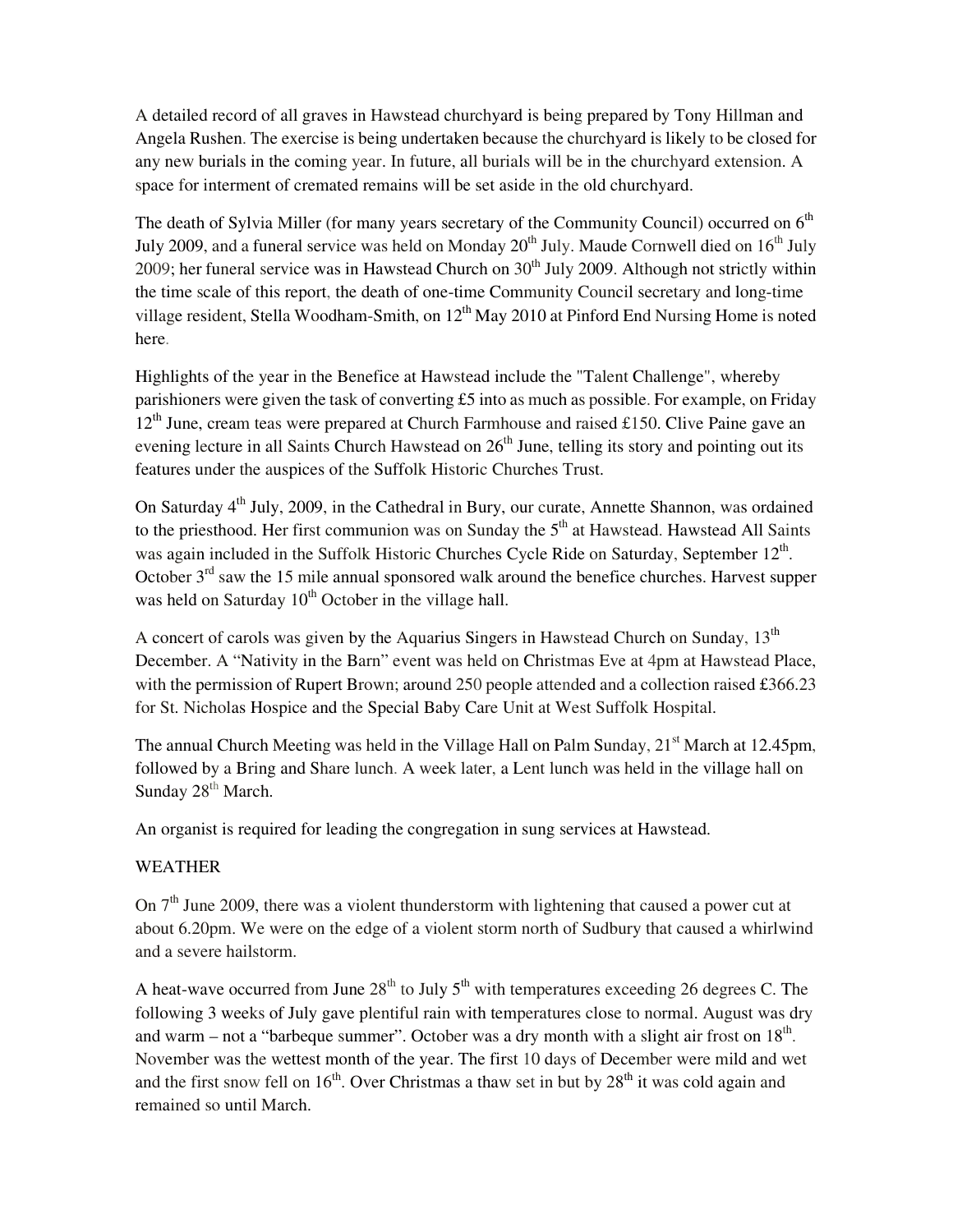A detailed record of all graves in Hawstead churchyard is being prepared by Tony Hillman and Angela Rushen. The exercise is being undertaken because the churchyard is likely to be closed for any new burials in the coming year. In future, all burials will be in the churchyard extension. A space for interment of cremated remains will be set aside in the old churchyard.

The death of Sylvia Miller (for many years secretary of the Community Council) occurred on 6th July 2009, and a funeral service was held on Monday 20th July. Maude Cornwell died on 16th July 2009; her funeral service was in Hawstead Church on 30th July 2009. Although not strictly within the time scale of this report, the death of one-time Community Council secretary and long-time village resident, Stella Woodham-Smith, on 12th May 2010 at Pinford End Nursing Home is noted here.

Highlights of the year in the Benefice at Hawstead include the "Talent Challenge", whereby parishioners were given the task of converting £5 into as much as possible. For example, on Friday 12th June, cream teas were prepared at Church Farmhouse and raised £150. Clive Paine gave an evening lecture in all Saints Church Hawstead on 26th June, telling its story and pointing out its features under the auspices of the Suffolk Historic Churches Trust.

On Saturday 4th July, 2009, in the Cathedral in Bury, our curate, Annette Shannon, was ordained to the priesthood. Her first communion was on Sunday the 5th at Hawstead. Hawstead All Saints was again included in the Suffolk Historic Churches Cycle Ride on Saturday, September 12th. October 3rd saw the 15 mile annual sponsored walk around the benefice churches. Harvest supper was held on Saturday 10th October in the village hall.

A concert of carols was given by the Aquarius Singers in Hawstead Church on Sunday, 13th December. A "Nativity in the Barn" event was held on Christmas Eve at 4pm at Hawstead Place, with the permission of Rupert Brown; around 250 people attended and a collection raised £366.23 for St. Nicholas Hospice and the Special Baby Care Unit at West Suffolk Hospital.

The annual Church Meeting was held in the Village Hall on Palm Sunday, 21st March at 12.45pm, followed by a Bring and Share lunch. A week later, a Lent lunch was held in the village hall on Sunday 28th March.

An organist is required for leading the congregation in sung services at Hawstead.

WEATHER

On 7th June 2009, there was a violent thunderstorm with lightening that caused a power cut at about 6.20pm. We were on the edge of a violent storm north of Sudbury that caused a whirlwind and a severe hailstorm.

A heat-wave occurred from June 28th to July 5th with temperatures exceeding 26 degrees C. The following 3 weeks of July gave plentiful rain with temperatures close to normal. August was dry and warm – not a "barbeque summer". October was a dry month with a slight air frost on 18th. November was the wettest month of the year. The first 10 days of December were mild and wet and the first snow fell on 16th. Over Christmas a thaw set in but by 28th it was cold again and remained so until March.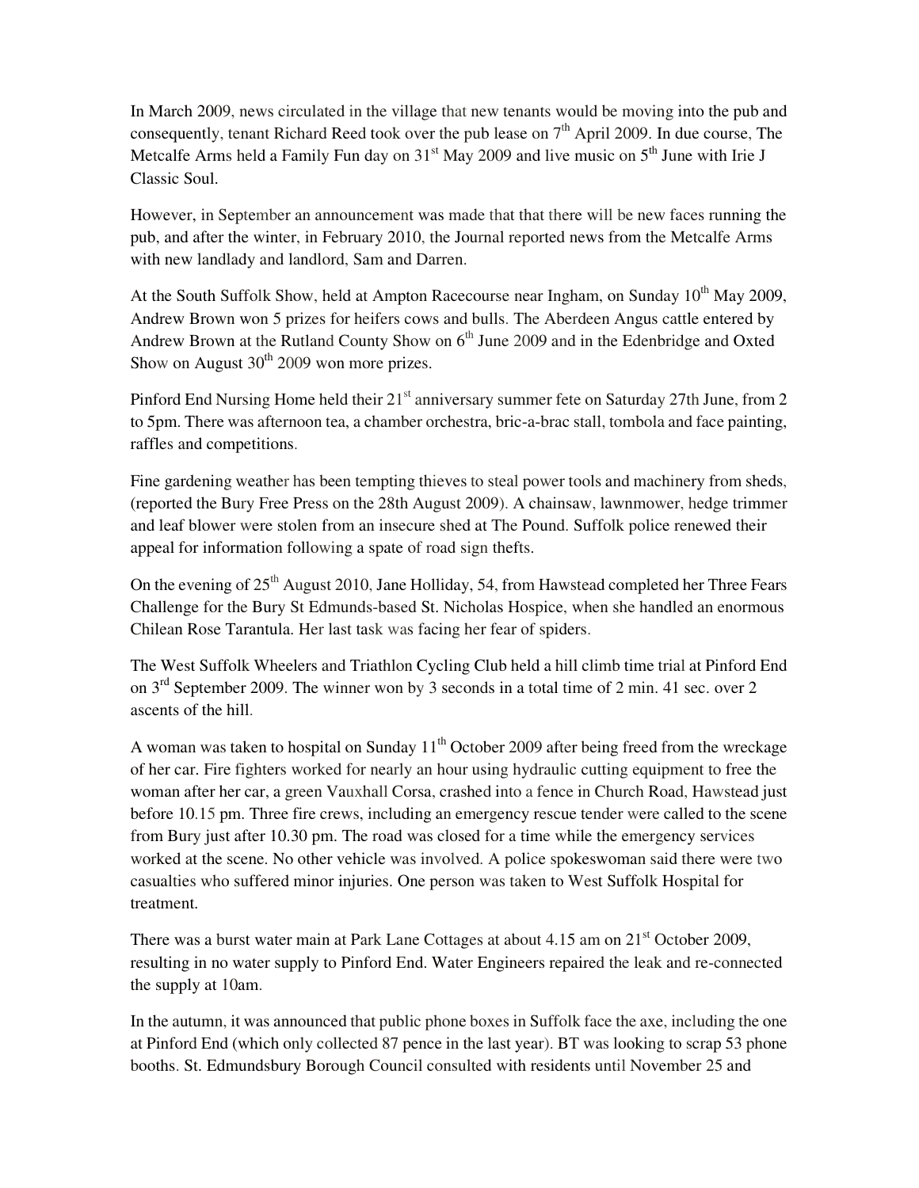In March 2009, news circulated in the village that new tenants would be moving into the pub and consequently, tenant Richard Reed took over the pub lease on 7th April 2009. In due course, The Metcalfe Arms held a Family Fun day on 31st May 2009 and live music on 5th June with Irie J Classic Soul.

However, in September an announcement was made that that there will be new faces running the pub, and after the winter, in February 2010, the Journal reported news from the Metcalfe Arms with new landlady and landlord, Sam and Darren.

At the South Suffolk Show, held at Ampton Racecourse near Ingham, on Sunday 10th May 2009, Andrew Brown won 5 prizes for heifers cows and bulls. The Aberdeen Angus cattle entered by Andrew Brown at the Rutland County Show on 6th June 2009 and in the Edenbridge and Oxted Show on August 30th 2009 won more prizes.

Pinford End Nursing Home held their 21st anniversary summer fete on Saturday 27th June, from 2 to 5pm. There was afternoon tea, a chamber orchestra, bric-a-brac stall, tombola and face painting, raffles and competitions.

Fine gardening weather has been tempting thieves to steal power tools and machinery from sheds, (reported the Bury Free Press on the 28th August 2009). A chainsaw, lawnmower, hedge trimmer and leaf blower were stolen from an insecure shed at The Pound. Suffolk police renewed their appeal for information following a spate of road sign thefts.

On the evening of 25th August 2010, Jane Holliday, 54, from Hawstead completed her Three Fears Challenge for the Bury St Edmunds-based St. Nicholas Hospice, when she handled an enormous Chilean Rose Tarantula. Her last task was facing her fear of spiders.

The West Suffolk Wheelers and Triathlon Cycling Club held a hill climb time trial at Pinford End on 3rd September 2009. The winner won by 3 seconds in a total time of 2 min. 41 sec. over 2 ascents of the hill.

A woman was taken to hospital on Sunday 11th October 2009 after being freed from the wreckage of her car. Fire fighters worked for nearly an hour using hydraulic cutting equipment to free the woman after her car, a green Vauxhall Corsa, crashed into a fence in Church Road, Hawstead just before 10.15 pm. Three fire crews, including an emergency rescue tender were called to the scene from Bury just after 10.30 pm. The road was closed for a time while the emergency services worked at the scene. No other vehicle was involved. A police spokeswoman said there were two casualties who suffered minor injuries. One person was taken to West Suffolk Hospital for treatment.

There was a burst water main at Park Lane Cottages at about 4.15 am on 21st October 2009, resulting in no water supply to Pinford End. Water Engineers repaired the leak and re-connected the supply at 10am.

In the autumn, it was announced that public phone boxes in Suffolk face the axe, including the one at Pinford End (which only collected 87 pence in the last year). BT was looking to scrap 53 phone booths. St. Edmundsbury Borough Council consulted with residents until November 25 and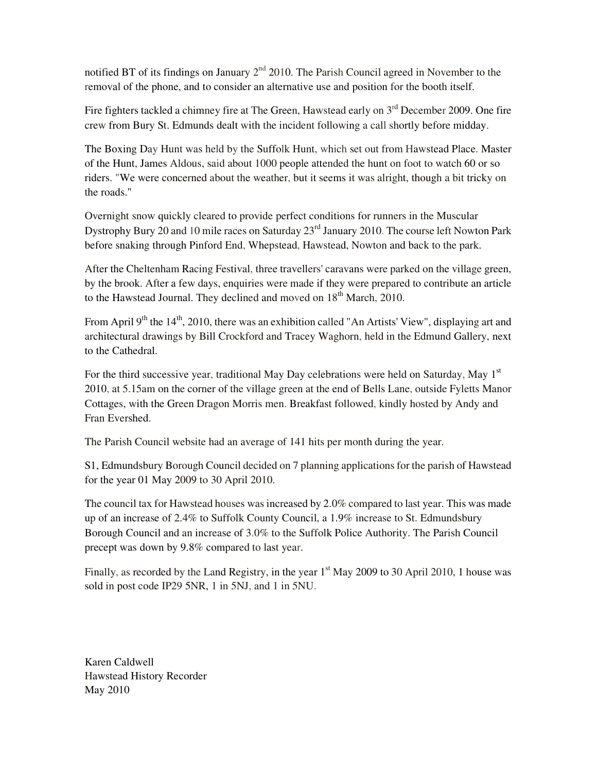notified BT of its findings on January 2nd 2010. The Parish Council agreed in November to the removal of the phone, and to consider an alternative use and position for the booth itself.

Fire fighters tackled a chimney fire at The Green, Hawstead early on 3rd December 2009. One fire crew from Bury St. Edmunds dealt with the incident following a call shortly before midday.

The Boxing Day Hunt was held by the Suffolk Hunt, which set out from Hawstead Place. Master of the Hunt, James Aldous, said about 1000 people attended the hunt on foot to watch 60 or so riders. "We were concerned about the weather, but it seems it was alright, though a bit tricky on the roads."

Overnight snow quickly cleared to provide perfect conditions for runners in the Muscular Dystrophy Bury 20 and 10 mile races on Saturday 23rd January 2010. The course left Nowton Park before snaking through Pinford End, Whepstead, Hawstead, Nowton and back to the park.

After the Cheltenham Racing Festival, three travellers' caravans were parked on the village green, by the brook. After a few days, enquiries were made if they were prepared to contribute an article to the Hawstead Journal. They declined and moved on 18th March, 2010.

From April 9th the 14th, 2010, there was an exhibition called "An Artists' View", displaying art and architectural drawings by Bill Crockford and Tracey Waghorn, held in the Edmund Gallery, next to the Cathedral.

For the third successive year, traditional May Day celebrations were held on Saturday, May 1st 2010, at 5.15am on the corner of the village green at the end of Bells Lane, outside Fyletts Manor Cottages, with the Green Dragon Morris men. Breakfast followed, kindly hosted by Andy and Fran Evershed.

The Parish Council website had an average of 141 hits per month during the year.

S1, Edmundsbury Borough Council decided on 7 planning applications for the parish of Hawstead for the year 01 May 2009 to 30 April 2010.

The council tax for Hawstead houses was increased by 2.0% compared to last year. This was made up of an increase of 2.4% to Suffolk County Council, a 1.9% increase to St. Edmundsbury Borough Council and an increase of 3.0% to the Suffolk Police Authority. The Parish Council precept was down by 9.8% compared to last year.

Finally, as recorded by the Land Registry, in the year 1st May 2009 to 30 April 2010, 1 house was sold in post code IP29 5NR, 1 in 5NJ, and 1 in 5NU.

Karen Caldwell
Hawstead History Recorder
May 2010